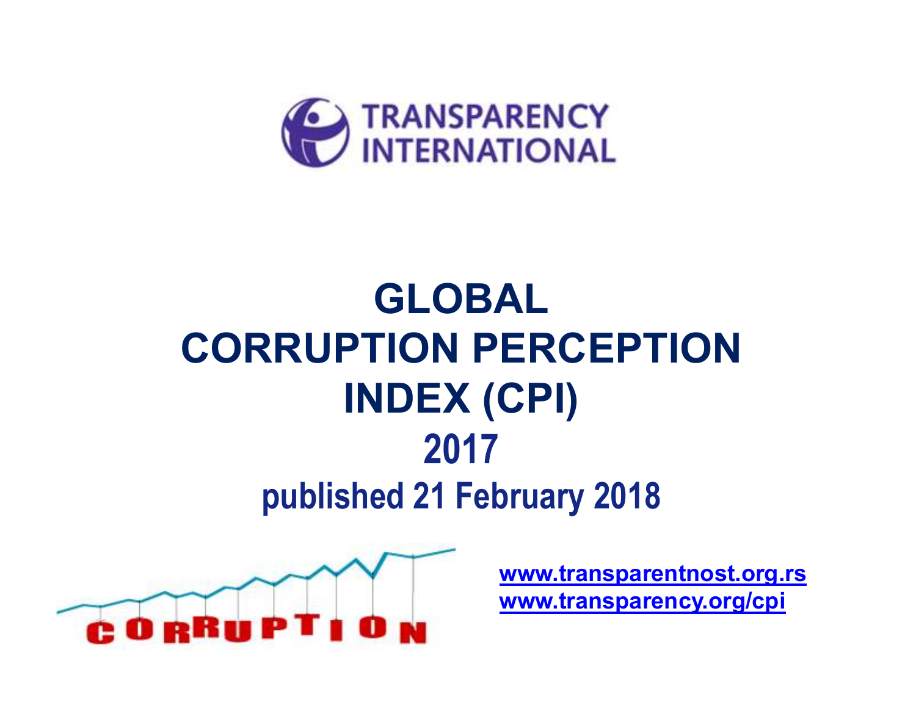TRANSPARENCY INTERNATIONAL

# GLOBAL CORRUPTION PERCEPTION INDEX (CPI)

## 2017

### published 21 February 2018

CORRUPTION

[www.transparentnost.org.rs](http://www.transparentnost.org.rs)
[www.transparency.org/cpi](http://www.transparency.org/cpi)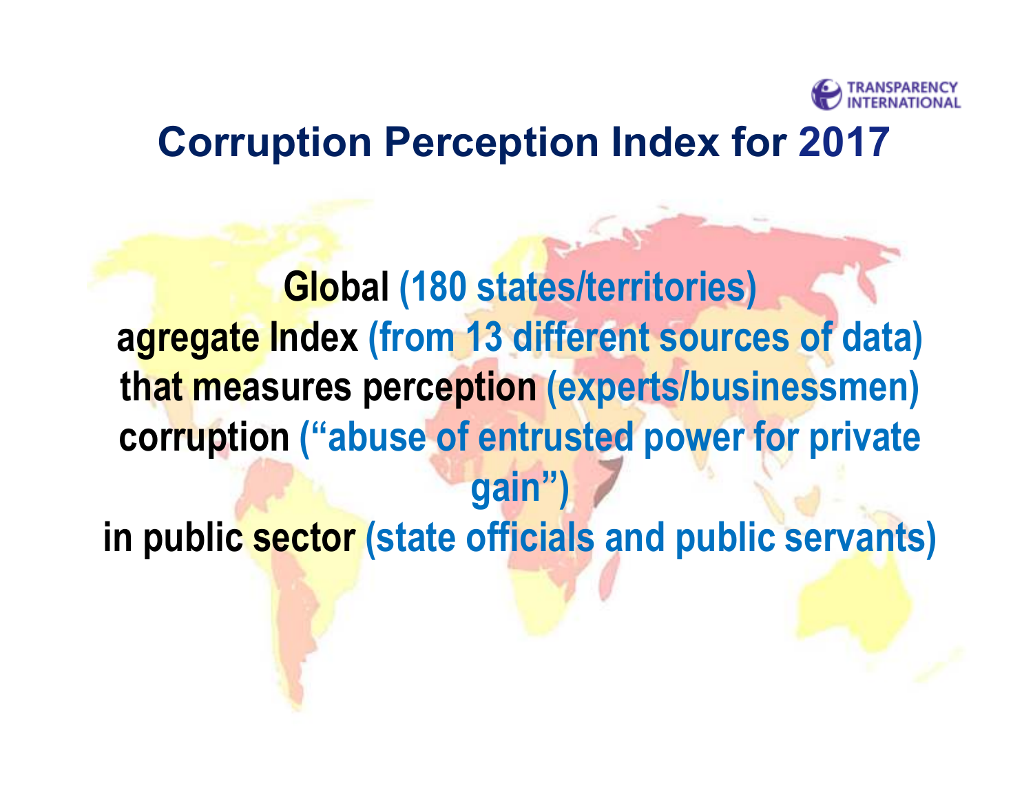# Corruption Perception Index for 2017

**Global** (180 states/territories)
**agregate Index** (from 13 different sources of data)
**that measures perception** (experts/businessmen)
**corruption** ("abuse of entrusted power for private gain")
**in public sector** (state officials and public servants)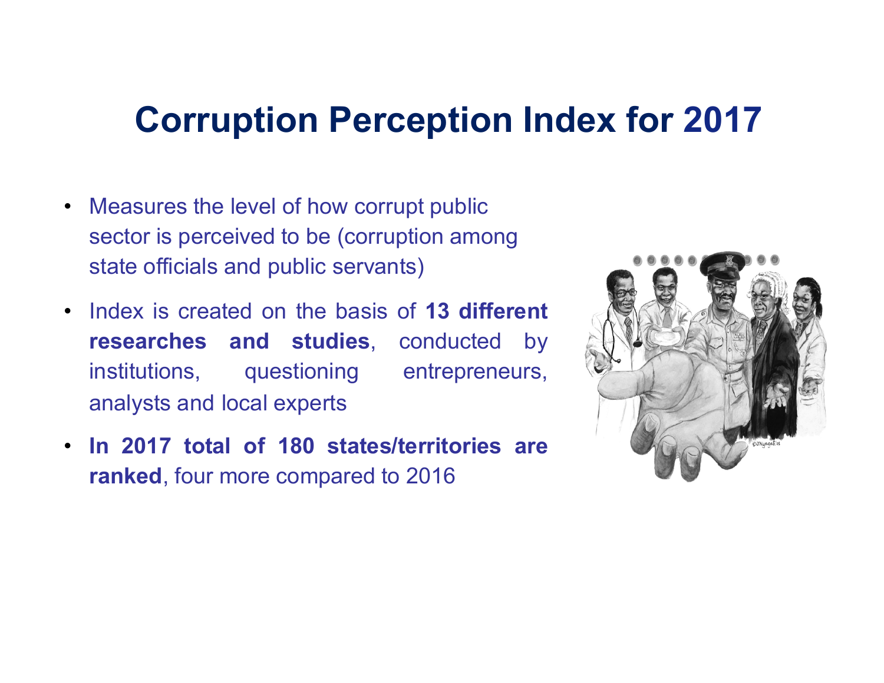# Corruption Perception Index for 2017

- Measures the level of how corrupt public sector is perceived to be (corruption among state officials and public servants)
- Index is created on the basis of **13 different researches and studies**, conducted by institutions, questioning entrepreneurs, analysts and local experts
- **In 2017 total of 180 states/territories are ranked**, four more compared to 2016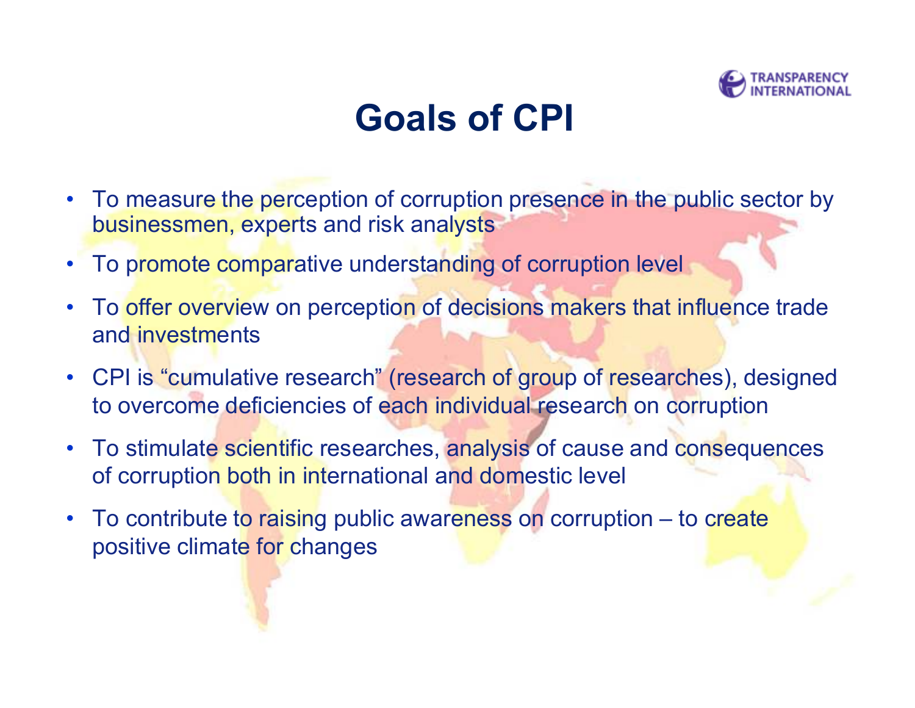# Goals of CPI

- To measure the perception of corruption presence in the public sector by businessmen, experts and risk analysts
- To promote comparative understanding of corruption level
- To offer overview on perception of decisions makers that influence trade and investments
- CPI is "cumulative research" (research of group of researches), designed to overcome deficiencies of each individual research on corruption
- To stimulate scientific researches, analysis of cause and consequences of corruption both in international and domestic level
- To contribute to raising public awareness on corruption – to create positive climate for changes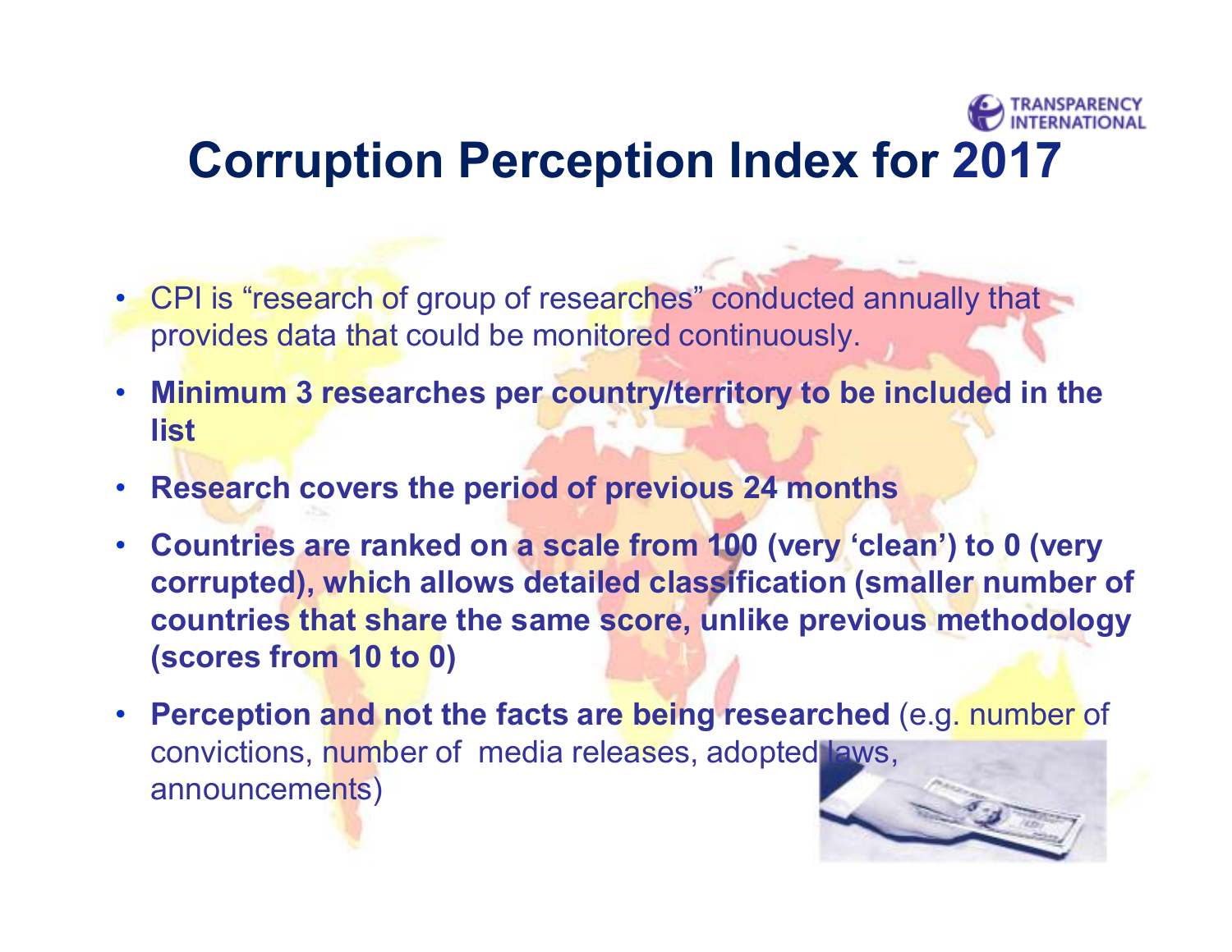# Corruption Perception Index for 2017

- CPI is "research of group of researches" conducted annually that provides data that could be monitored continuously.
- **Minimum 3 researches per country/territory to be included in the list**
- **Research covers the period of previous 24 months**
- **Countries are ranked on a scale from 100 (very 'clean') to 0 (very corrupted), which allows detailed classification (smaller number of countries that share the same score, unlike previous methodology (scores from 10 to 0)**
- **Perception and not the facts are being researched** (e.g. number of convictions, number of media releases, adopted laws, announcements)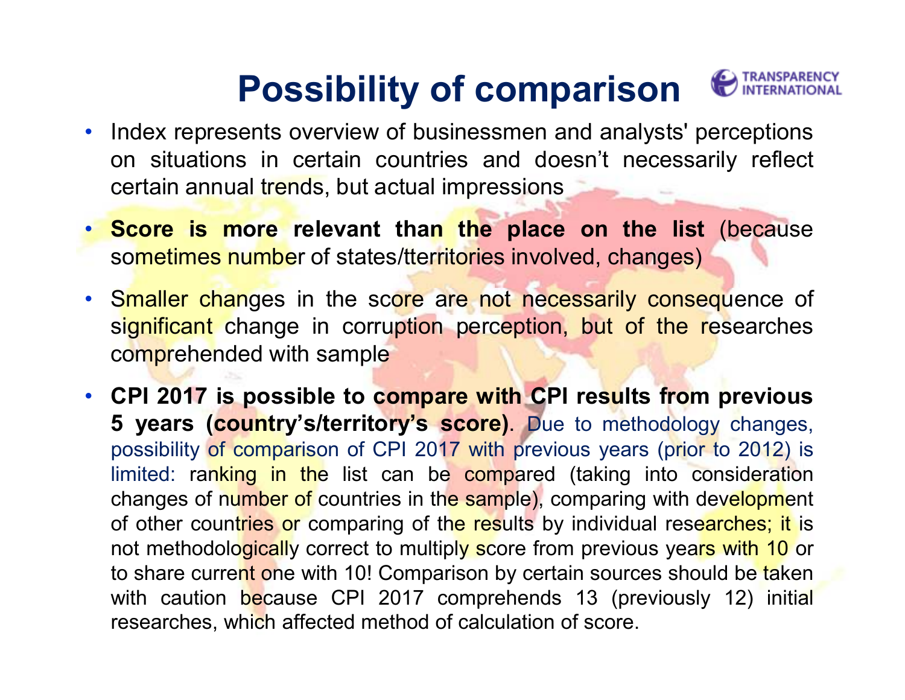# Possibility of comparison

- Index represents overview of businessmen and analysts' perceptions on situations in certain countries and doesn't necessarily reflect certain annual trends, but actual impressions
- **Score is more relevant than the place on the list** (because sometimes number of states/tterritories involved, changes)
- Smaller changes in the score are not necessarily consequence of significant change in corruption perception, but of the researches comprehended with sample
- **CPI 2017 is possible to compare with CPI results from previous 5 years (country's/territory's score)**. Due to methodology changes, possibility of comparison of CPI 2017 with previous years (prior to 2012) is limited: ranking in the list can be compared (taking into consideration changes of number of countries in the sample), comparing with development of other countries or comparing of the results by individual researches; it is not methodologically correct to multiply score from previous years with 10 or to share current one with 10! Comparison by certain sources should be taken with caution because CPI 2017 comprehends 13 (previously 12) initial researches, which affected method of calculation of score.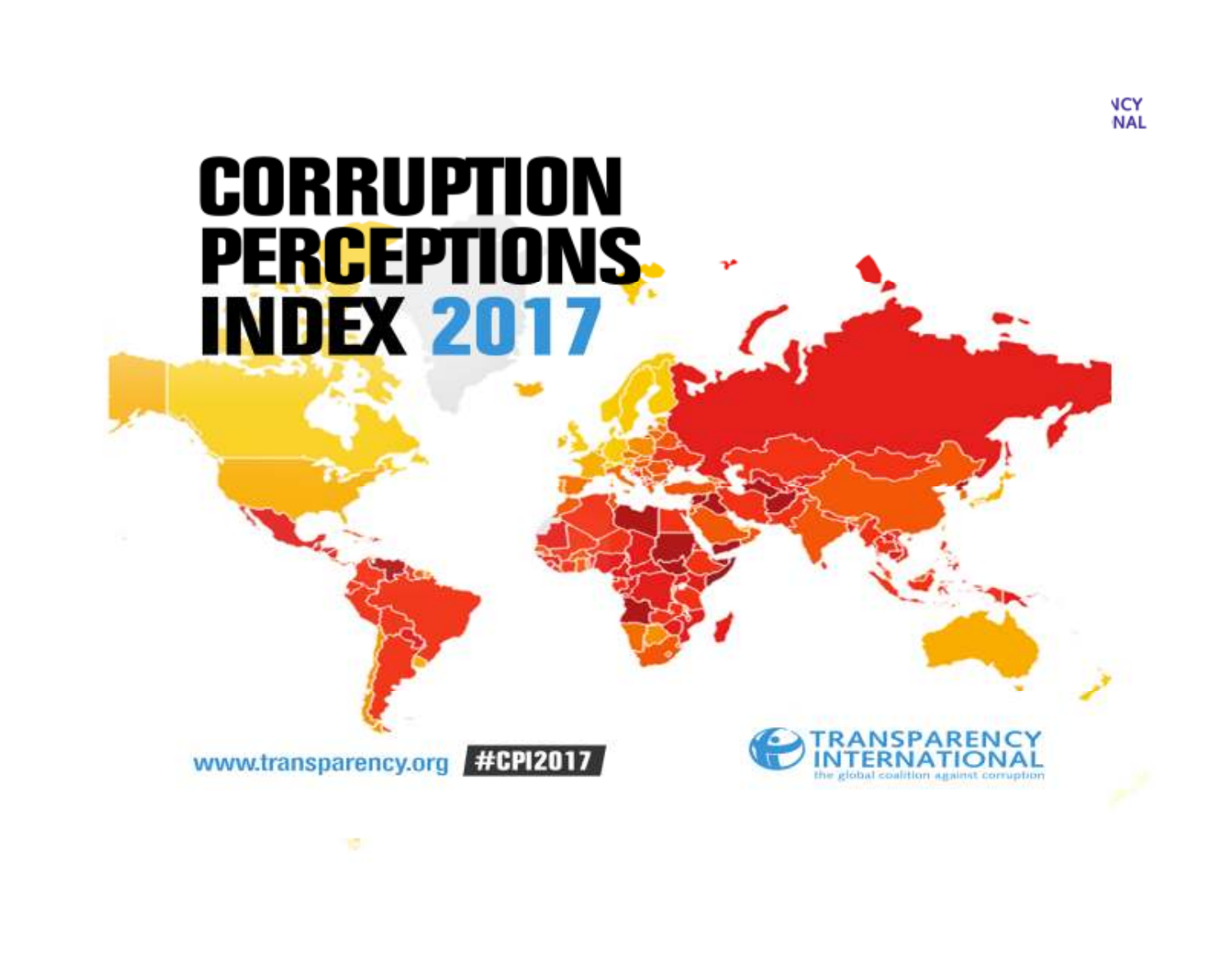# CORRUPTION PERCEPTIONS INDEX 2017

www.transparency.org #CPI2017

TRANSPARENCY INTERNATIONAL
the global coalition against corruption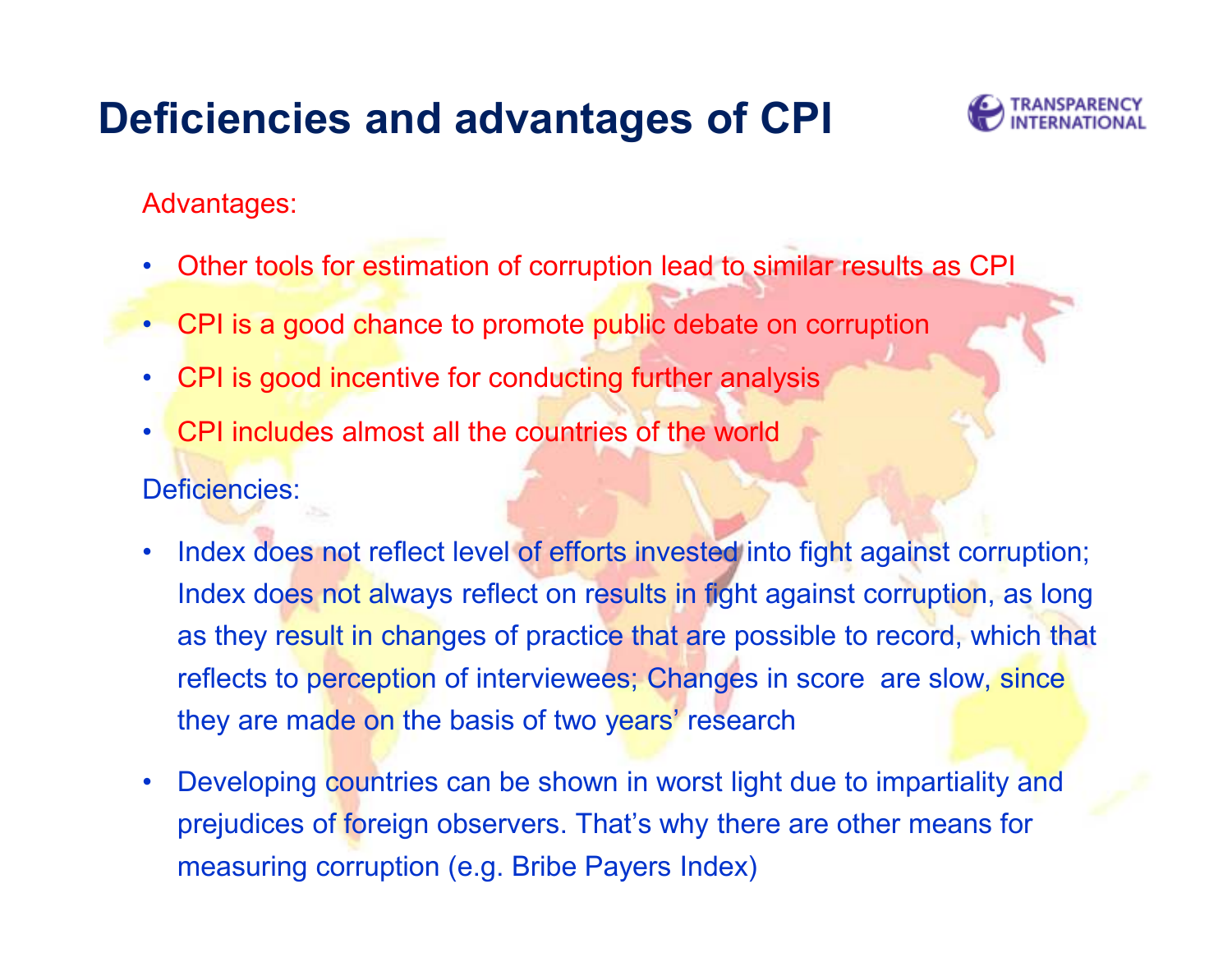# Deficiencies and advantages of CPI

Advantages:

- Other tools for estimation of corruption lead to similar results as CPI
- CPI is a good chance to promote public debate on corruption
- CPI is good incentive for conducting further analysis
- CPI includes almost all the countries of the world

Deficiencies:

- Index does not reflect level of efforts invested into fight against corruption; Index does not always reflect on results in fight against corruption, as long as they result in changes of practice that are possible to record, which that reflects to perception of interviewees; Changes in score are slow, since they are made on the basis of two years' research
- Developing countries can be shown in worst light due to impartiality and prejudices of foreign observers. That's why there are other means for measuring corruption (e.g. Bribe Payers Index)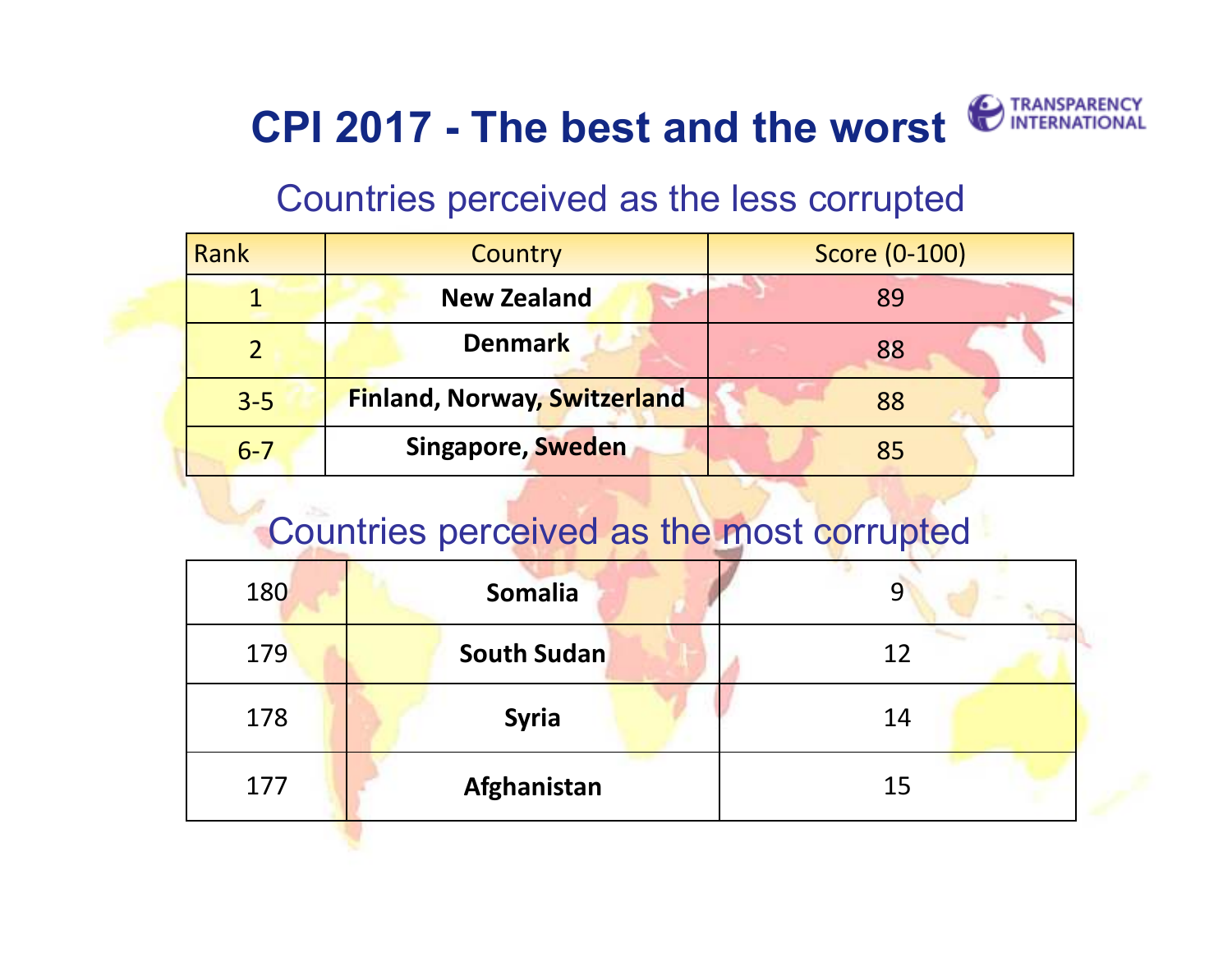# CPI 2017 - The best and the worst

TRANSPARENCY INTERNATIONAL

## Countries perceived as the less corrupted

| Rank | Country | Score (0-100) |
|---|---|---|
| 1 | **New Zealand** | 89 |
| 2 | **Denmark** | 88 |
| 3-5 | **Finland, Norway, Switzerland** | 88 |
| 6-7 | **Singapore, Sweden** | 85 |

## Countries perceived as the most corrupted

| Rank | Country | Score (0-100) |
|---|---|---|
| 180 | **Somalia** | 9 |
| 179 | **South Sudan** | 12 |
| 178 | **Syria** | 14 |
| 177 | **Afghanistan** | 15 |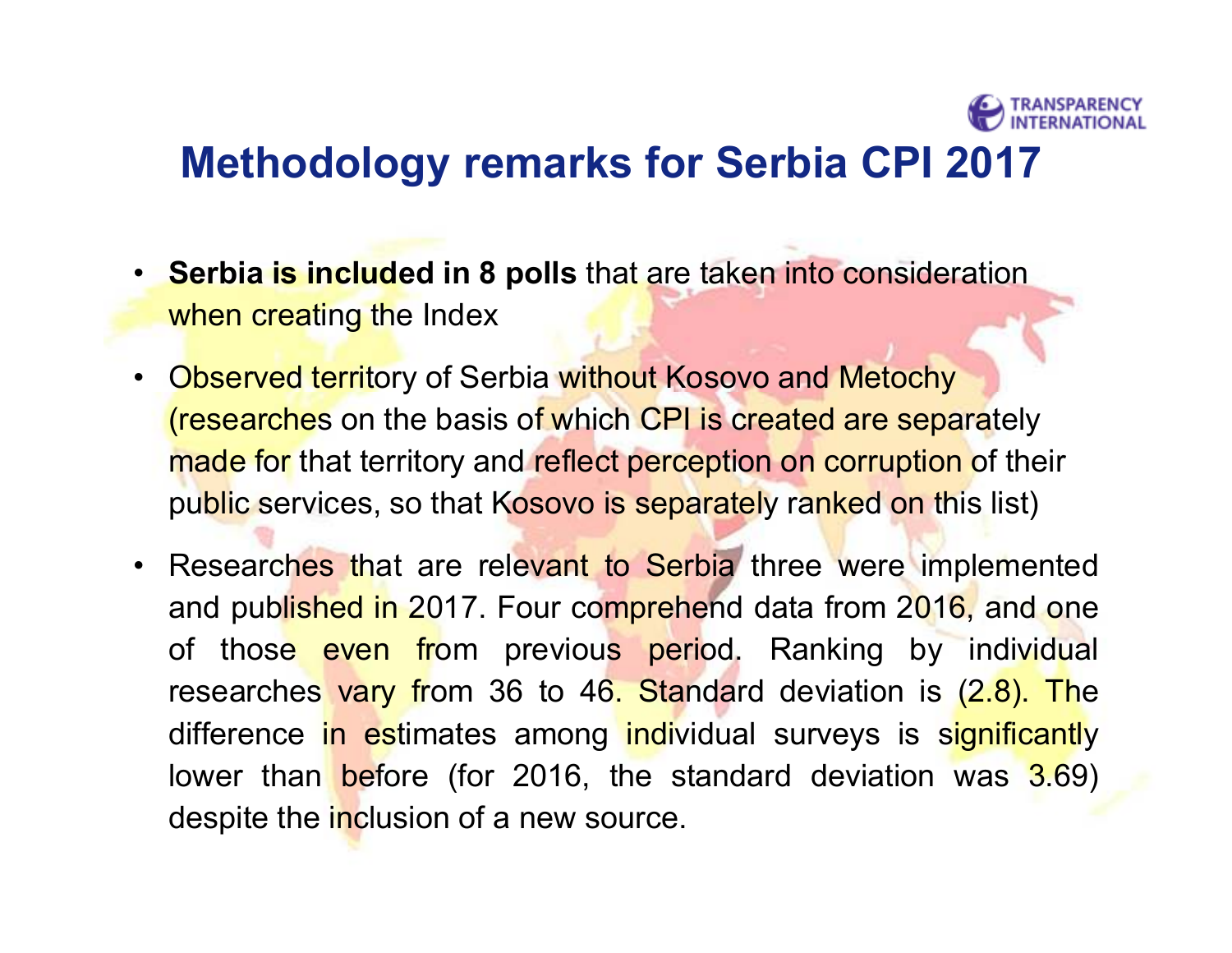# Methodology remarks for Serbia CPI 2017

- **Serbia is included in 8 polls** that are taken into consideration when creating the Index
- Observed territory of Serbia without Kosovo and Metochy (researches on the basis of which CPI is created are separately made for that territory and reflect perception on corruption of their public services, so that Kosovo is separately ranked on this list)
- Researches that are relevant to Serbia three were implemented and published in 2017. Four comprehend data from 2016, and one of those even from previous period. Ranking by individual researches vary from 36 to 46. Standard deviation is (2.8). The difference in estimates among individual surveys is significantly lower than before (for 2016, the standard deviation was 3.69) despite the inclusion of a new source.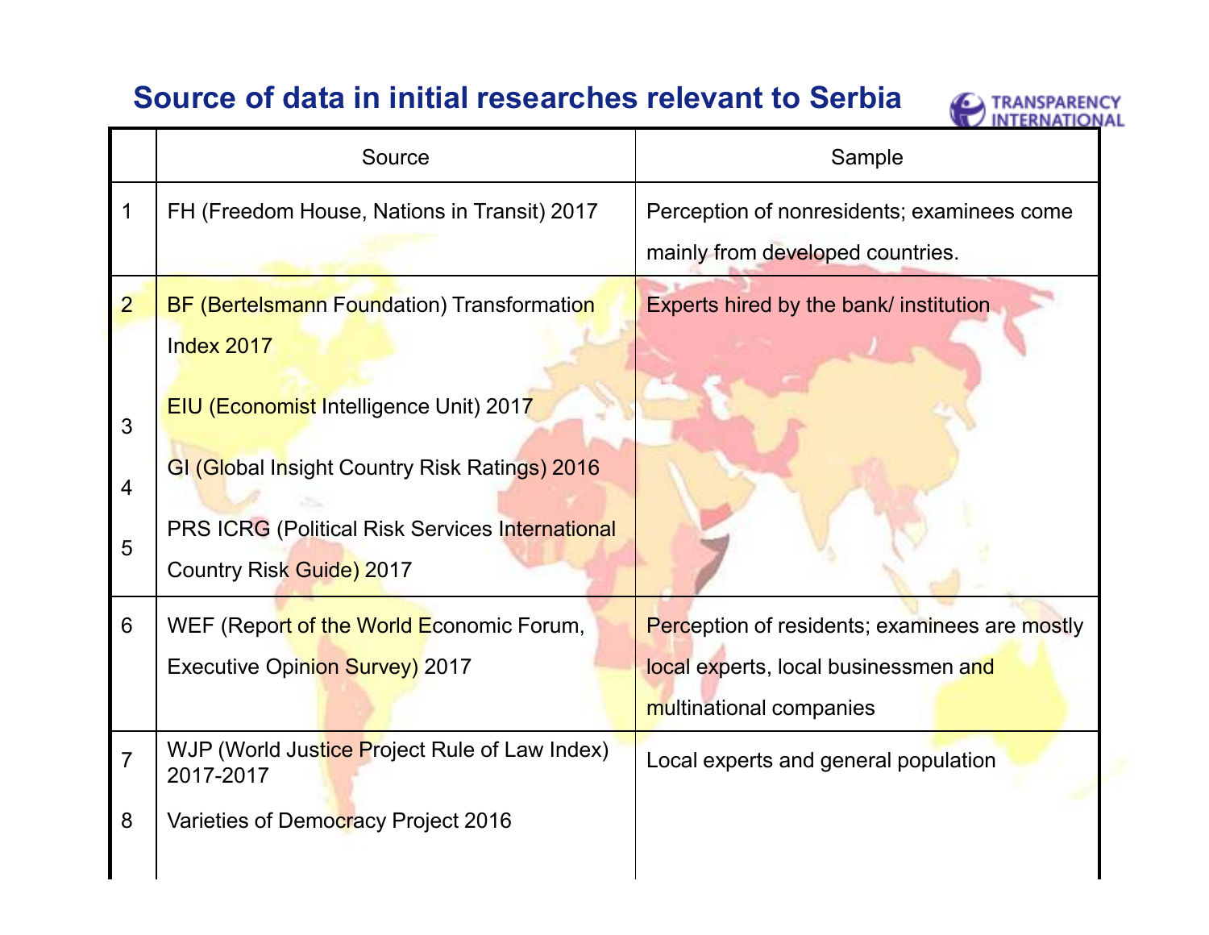# Source of data in initial researches relevant to Serbia

TRANSPARENCY INTERNATIONAL

| | Source | Sample |
|---|---|---|
| 1 | FH (Freedom House, Nations in Transit) 2017 | Perception of nonresidents; examinees come mainly from developed countries. |
| 2 | BF (Bertelsmann Foundation) Transformation Index 2017 | Experts hired by the bank/ institution |
| 3 | EIU (Economist Intelligence Unit) 2017 | |
| 4 | GI (Global Insight Country Risk Ratings) 2016 | |
| 5 | PRS ICRG (Political Risk Services International Country Risk Guide) 2017 | |
| 6 | WEF (Report of the World Economic Forum, Executive Opinion Survey) 2017 | Perception of residents; examinees are mostly local experts, local businessmen and multinational companies |
| 7 | WJP (World Justice Project Rule of Law Index) 2017-2017 | Local experts and general population |
| 8 | Varieties of Democracy Project 2016 | |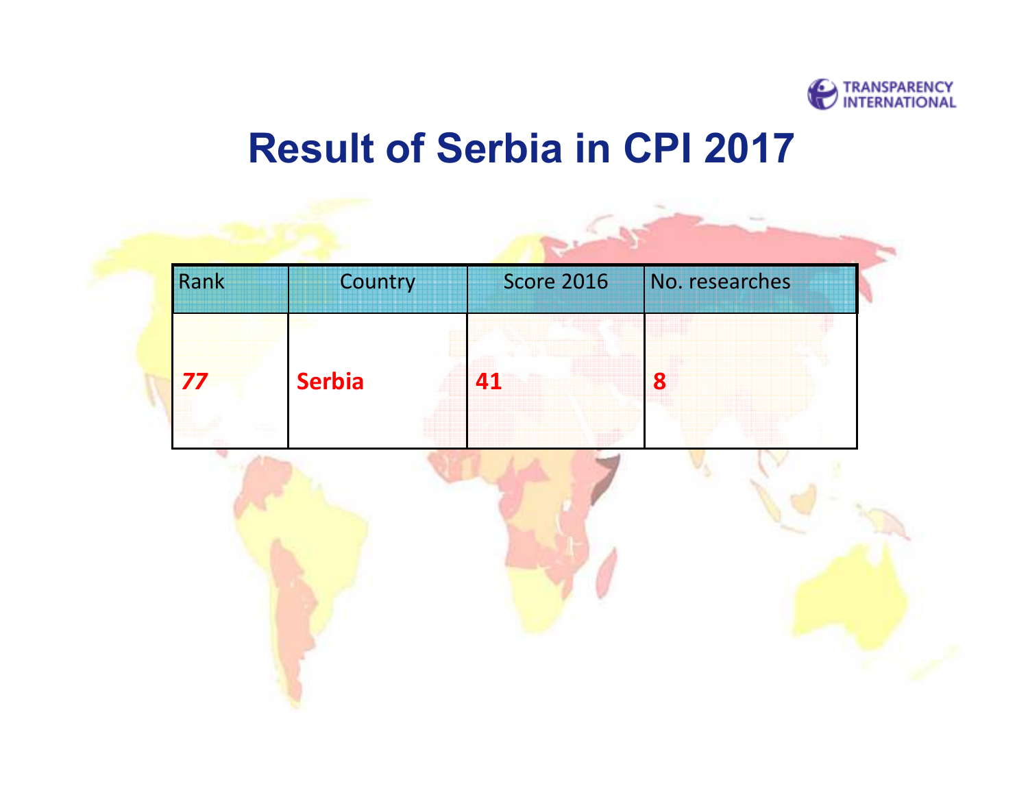# Result of Serbia in CPI 2017

| Rank | Country | Score 2016 | No. researches |
|---|---|---|---|
| ***77*** | **Serbia** | **41** | **8** |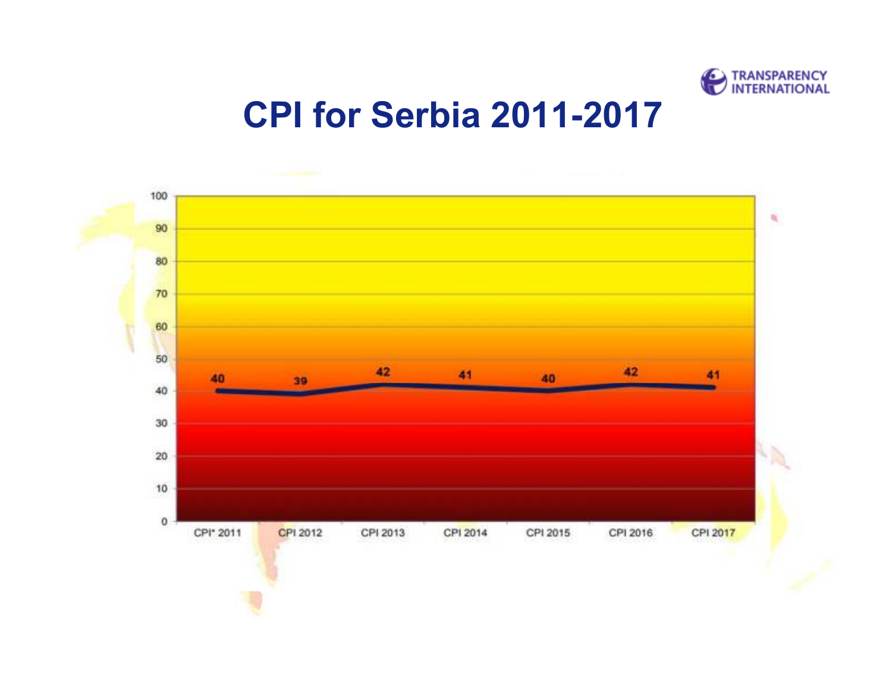# CPI for Serbia 2011-2017

| CPI* 2011 | CPI 2012 | CPI 2013 | CPI 2014 | CPI 2015 | CPI 2016 | CPI 2017 |
|---|---|---|---|---|---|---|
| 40 | 39 | 42 | 41 | 40 | 42 | 41 |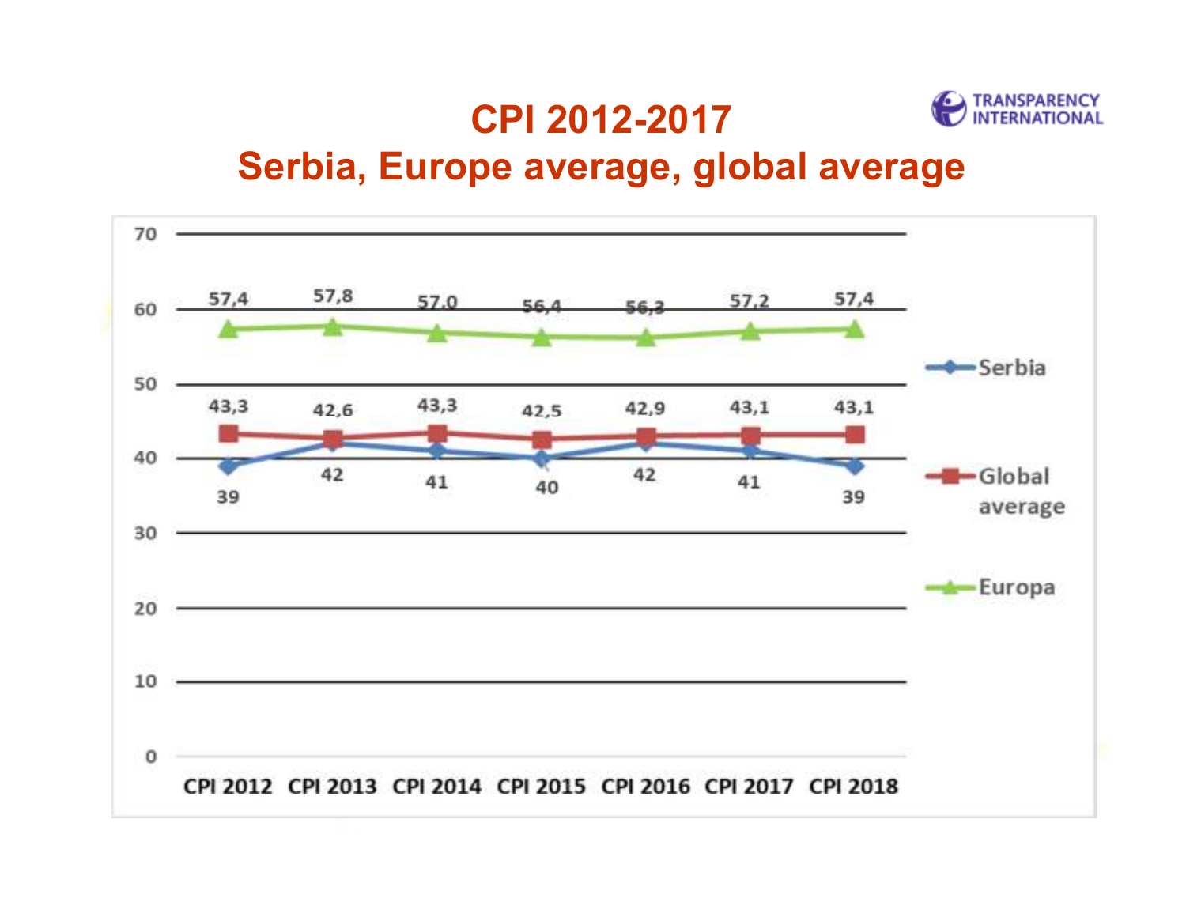# CPI 2012-2017

## Serbia, Europe average, global average

| | CPI 2012 | CPI 2013 | CPI 2014 | CPI 2015 | CPI 2016 | CPI 2017 | CPI 2018 |
|---|---|---|---|---|---|---|---|
| Serbia | 39 | 42 | 41 | 40 | 42 | 41 | 39 |
| Global average | 43,3 | 42,6 | 43,3 | 42,5 | 42,9 | 43,1 | 43,1 |
| Europa | 57,4 | 57,8 | 57,0 | 56,4 | 56,3 | 57,2 | 57,4 |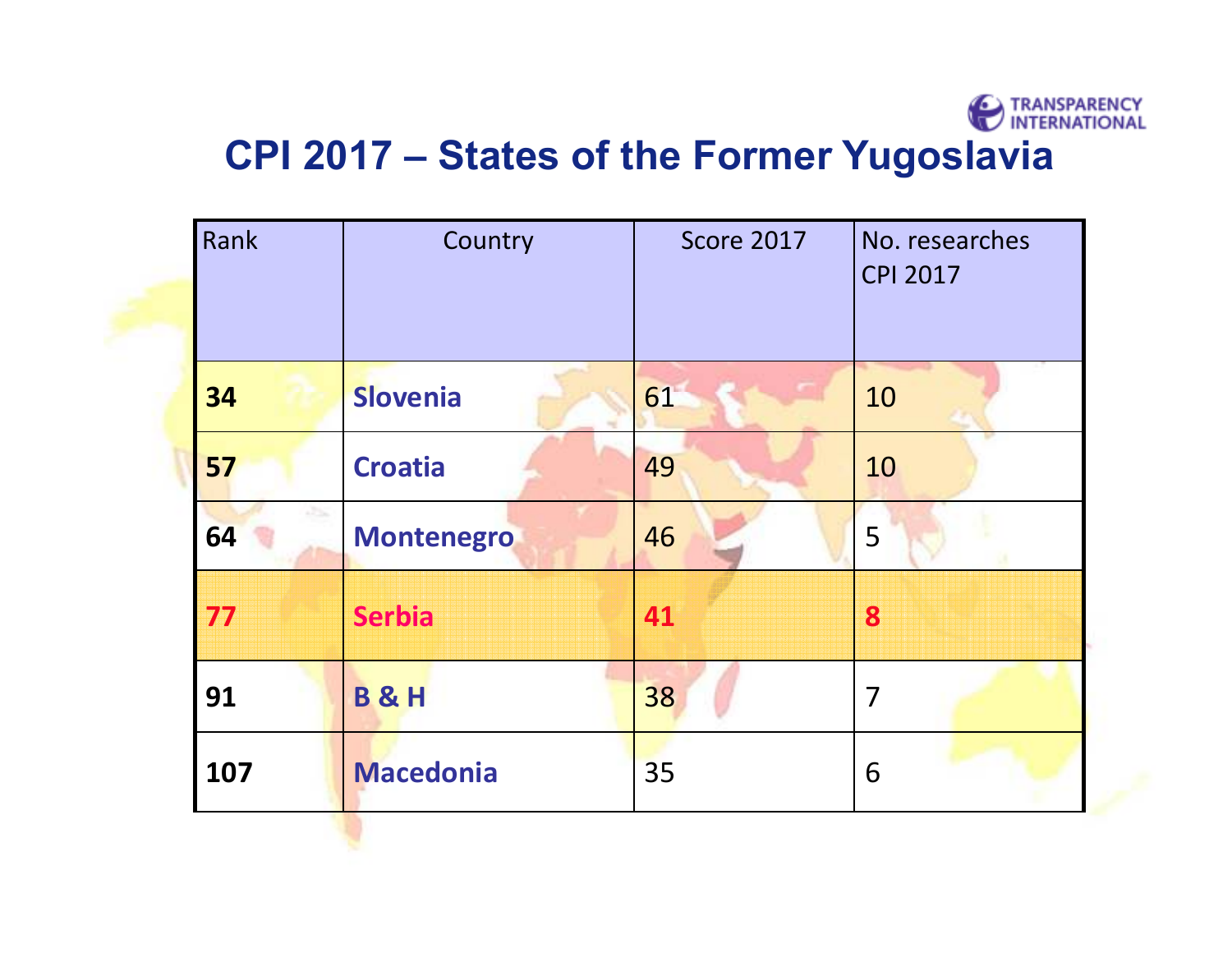# CPI 2017 – States of the Former Yugoslavia

| Rank | Country | Score 2017 | No. researches CPI 2017 |
|---|---|---|---|
| **34** | **Slovenia** | 61 | 10 |
| **57** | **Croatia** | 49 | 10 |
| **64** | **Montenegro** | 46 | 5 |
| **77** | **Serbia** | **41** | **8** |
| **91** | **B & H** | 38 | 7 |
| **107** | **Macedonia** | 35 | 6 |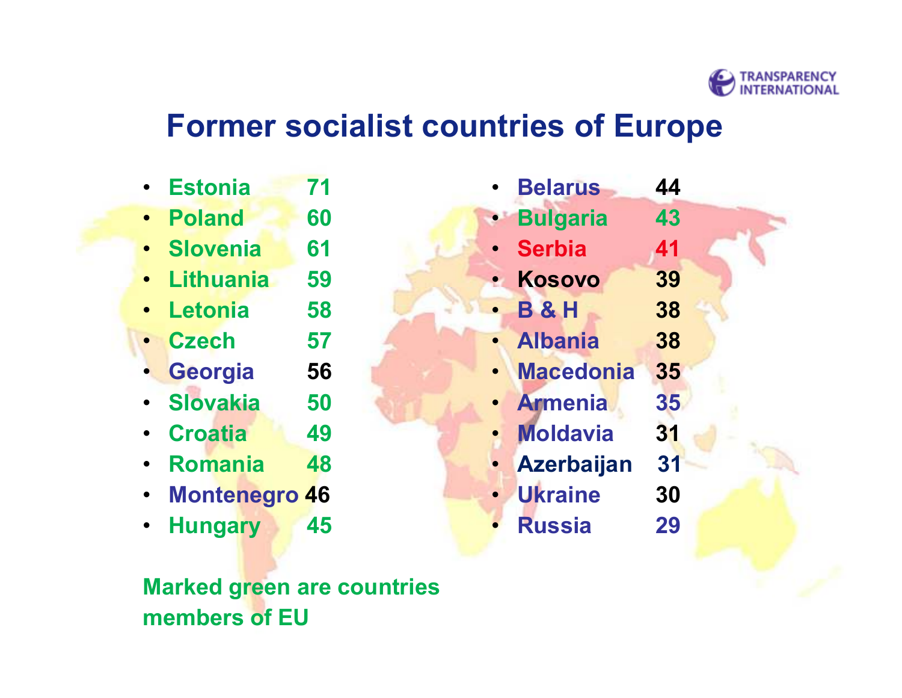# Former socialist countries of Europe

- Estonia 71
- Poland 60
- Slovenia 61
- Lithuania 59
- Letonia 58
- Czech 57
- Georgia 56
- Slovakia 50
- Croatia 49
- Romania 48
- Montenegro 46
- Hungary 45

- Belarus 44
- Bulgaria 43
- Serbia 41
- Kosovo 39
- B & H 38
- Albania 38
- Macedonia 35
- Armenia 35
- Moldavia 31
- Azerbaijan 31
- Ukraine 30
- Russia 29

Marked green are countries members of EU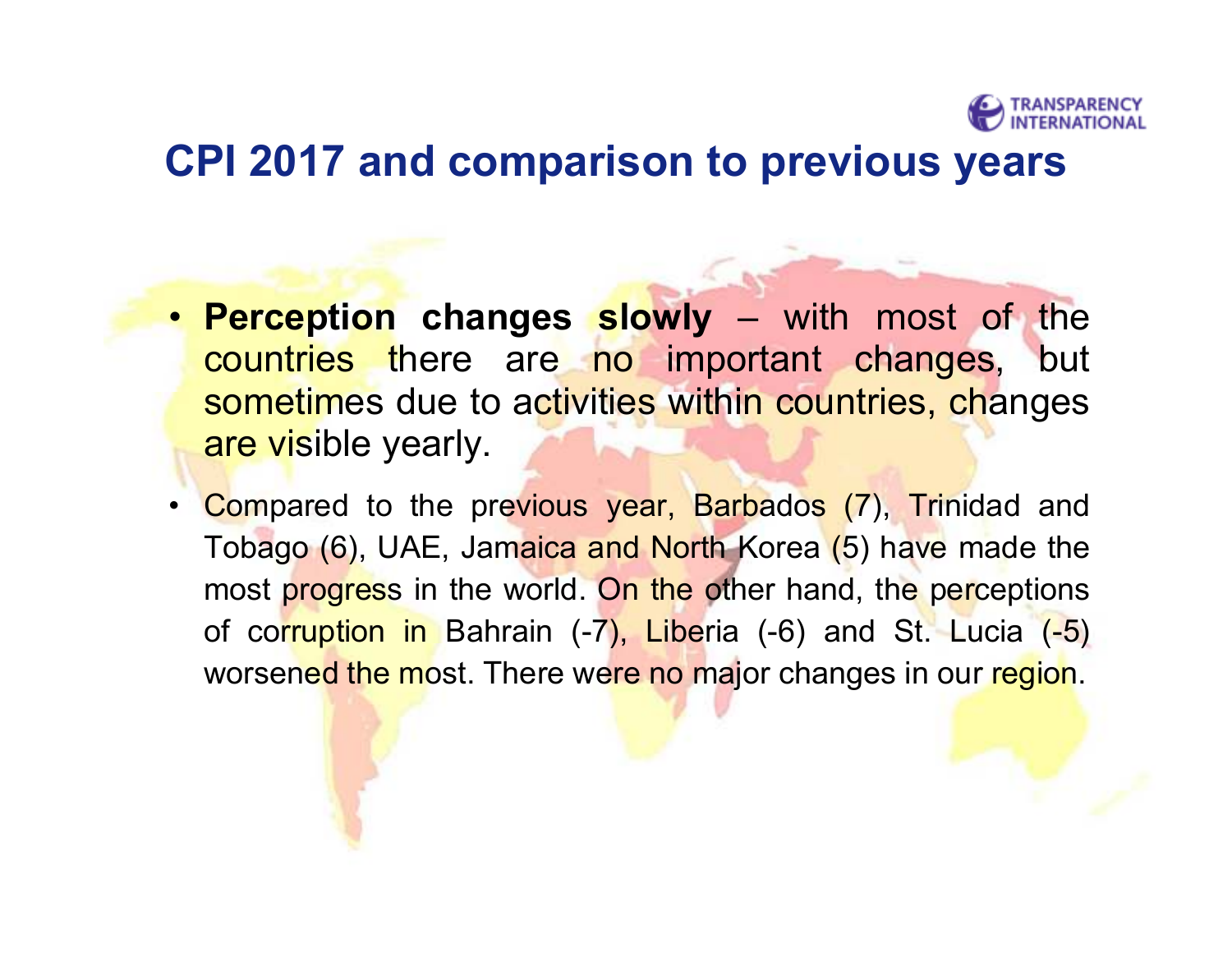## CPI 2017 and comparison to previous years

- **Perception changes slowly** – with most of the countries there are no important changes, but sometimes due to activities within countries, changes are visible yearly.
- Compared to the previous year, Barbados (7), Trinidad and Tobago (6), UAE, Jamaica and North Korea (5) have made the most progress in the world. On the other hand, the perceptions of corruption in Bahrain (-7), Liberia (-6) and St. Lucia (-5) worsened the most. There were no major changes in our region.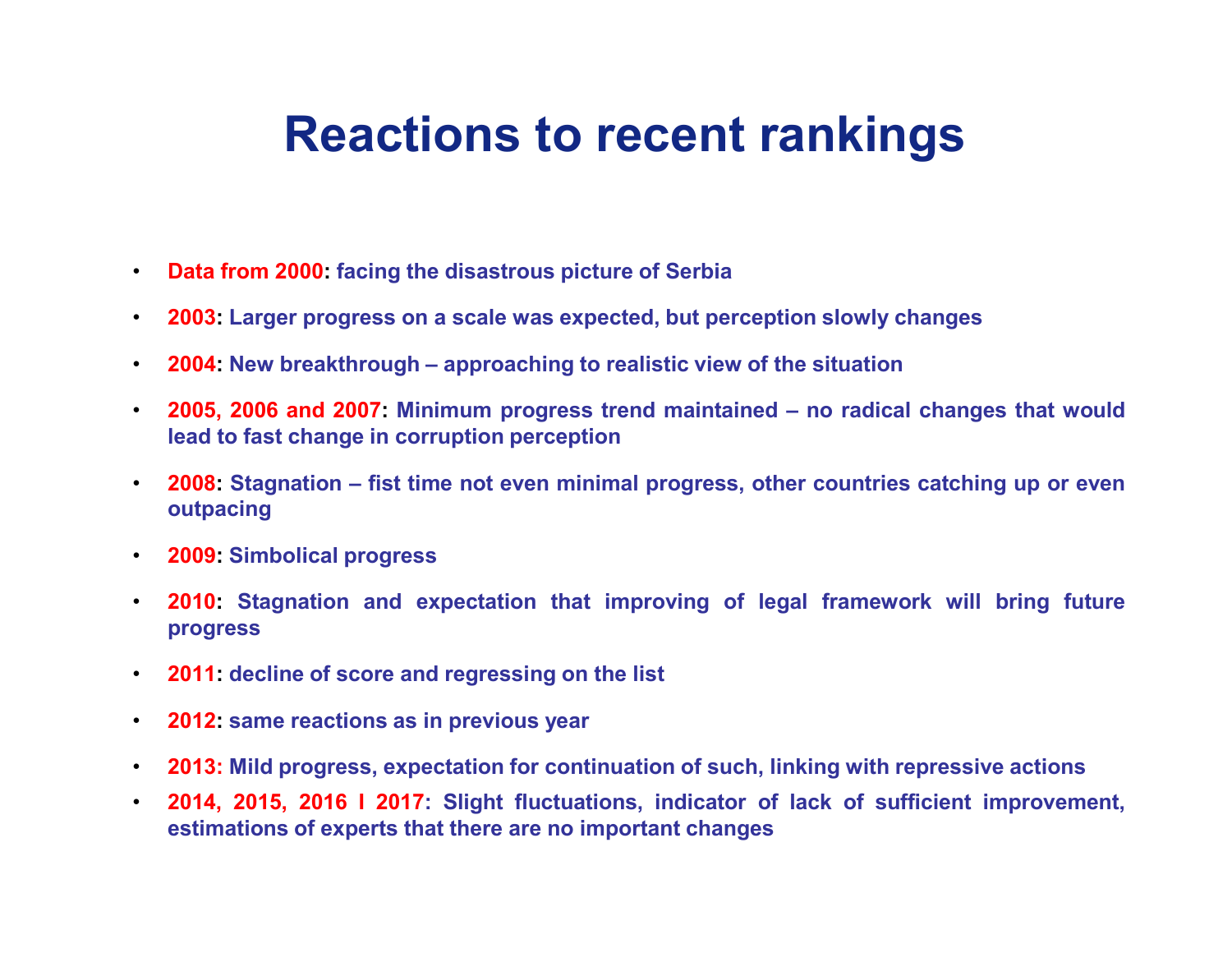# Reactions to recent rankings

- **Data from 2000: facing the disastrous picture of Serbia**
- **2003: Larger progress on a scale was expected, but perception slowly changes**
- **2004: New breakthrough – approaching to realistic view of the situation**
- **2005, 2006 and 2007: Minimum progress trend maintained – no radical changes that would lead to fast change in corruption perception**
- **2008: Stagnation – fist time not even minimal progress, other countries catching up or even outpacing**
- **2009: Simbolical progress**
- **2010: Stagnation and expectation that improving of legal framework will bring future progress**
- **2011: decline of score and regressing on the list**
- **2012: same reactions as in previous year**
- **2013: Mild progress, expectation for continuation of such, linking with repressive actions**
- **2014, 2015, 2016 I 2017: Slight fluctuations, indicator of lack of sufficient improvement, estimations of experts that there are no important changes**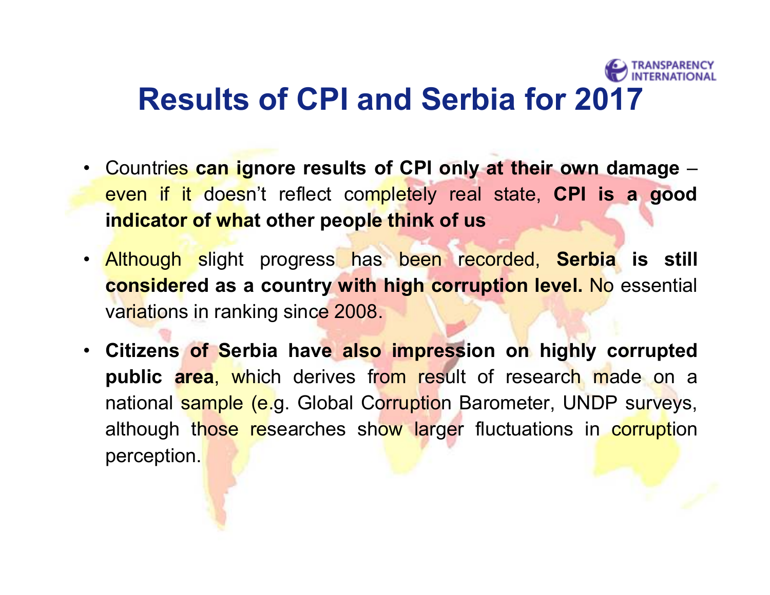# Results of CPI and Serbia for 2017

- Countries **can ignore results of CPI only at their own damage** – even if it doesn't reflect completely real state, **CPI is a good indicator of what other people think of us**
- Although slight progress has been recorded, **Serbia is still considered as a country with high corruption level.** No essential variations in ranking since 2008.
- **Citizens of Serbia have also impression on highly corrupted public area**, which derives from result of research made on a national sample (e.g. Global Corruption Barometer, UNDP surveys, although those researches show larger fluctuations in corruption perception.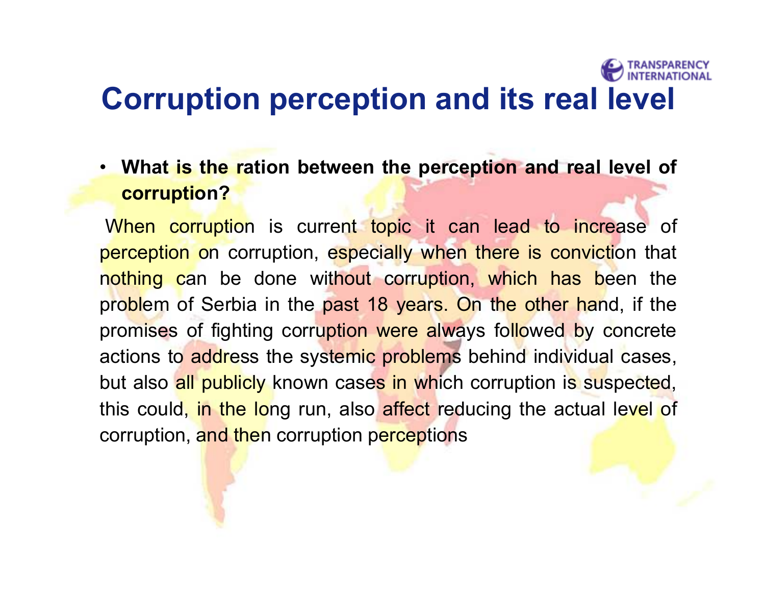# Corruption perception and its real level

- **What is the ration between the perception and real level of corruption?**

When corruption is current topic it can lead to increase of perception on corruption, especially when there is conviction that nothing can be done without corruption, which has been the problem of Serbia in the past 18 years. On the other hand, if the promises of fighting corruption were always followed by concrete actions to address the systemic problems behind individual cases, but also all publicly known cases in which corruption is suspected, this could, in the long run, also affect reducing the actual level of corruption, and then corruption perceptions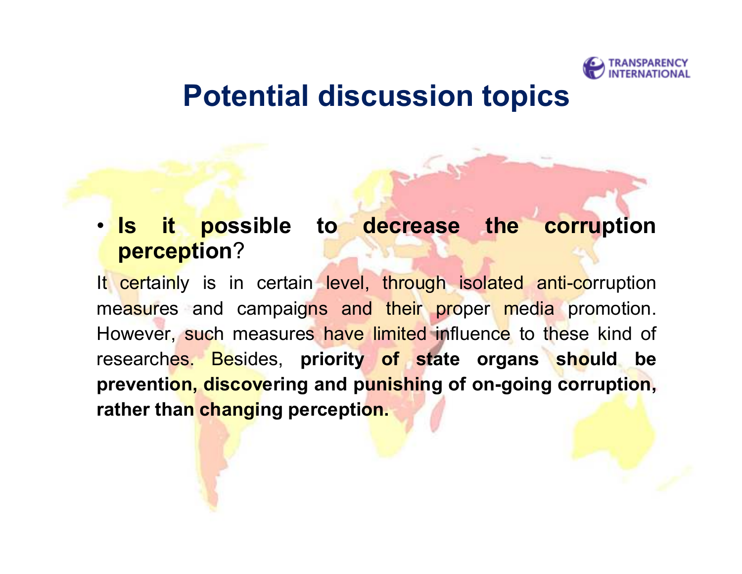# Potential discussion topics

- **Is it possible to decrease the corruption perception**?

It certainly is in certain level, through isolated anti-corruption measures and campaigns and their proper media promotion. However, such measures have limited influence to these kind of researches. Besides, **priority of state organs should be prevention, discovering and punishing of on-going corruption, rather than changing perception.**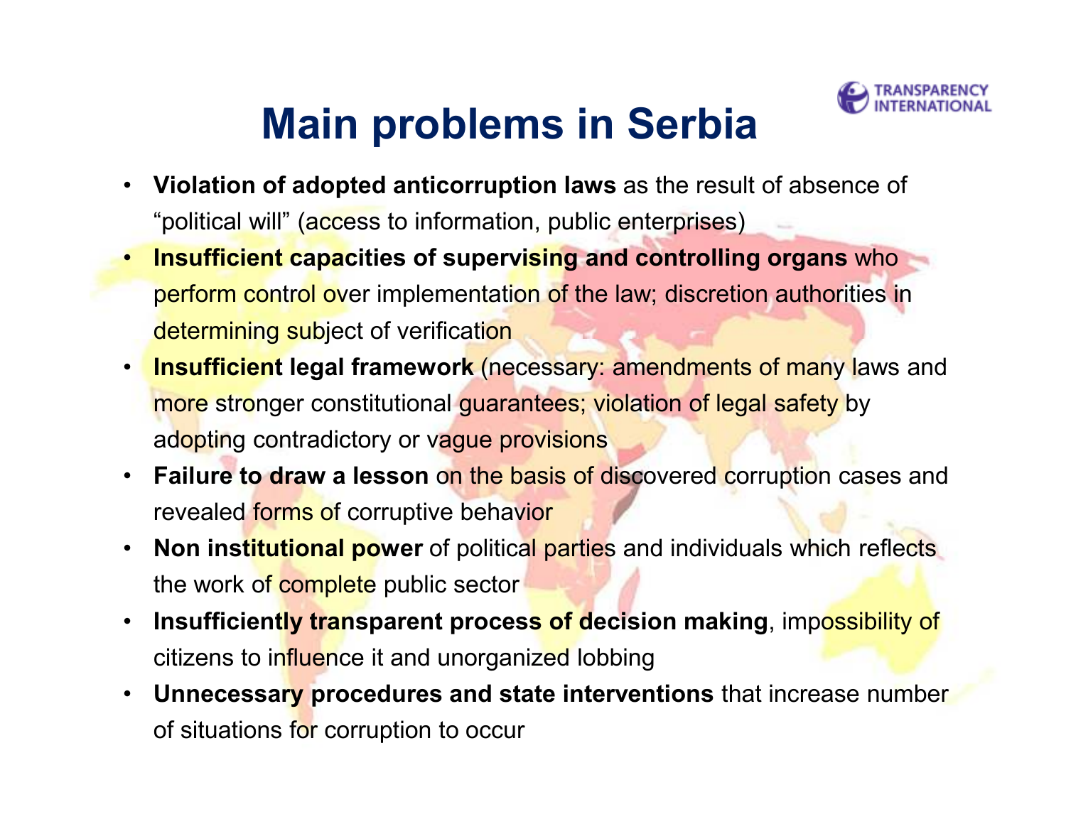# Main problems in Serbia

- **Violation of adopted anticorruption laws** as the result of absence of "political will" (access to information, public enterprises)
- **Insufficient capacities of supervising and controlling organs** who perform control over implementation of the law; discretion authorities in determining subject of verification
- **Insufficient legal framework** (necessary: amendments of many laws and more stronger constitutional guarantees; violation of legal safety by adopting contradictory or vague provisions
- **Failure to draw a lesson** on the basis of discovered corruption cases and revealed forms of corruptive behavior
- **Non institutional power** of political parties and individuals which reflects the work of complete public sector
- **Insufficiently transparent process of decision making**, impossibility of citizens to influence it and unorganized lobbing
- **Unnecessary procedures and state interventions** that increase number of situations for corruption to occur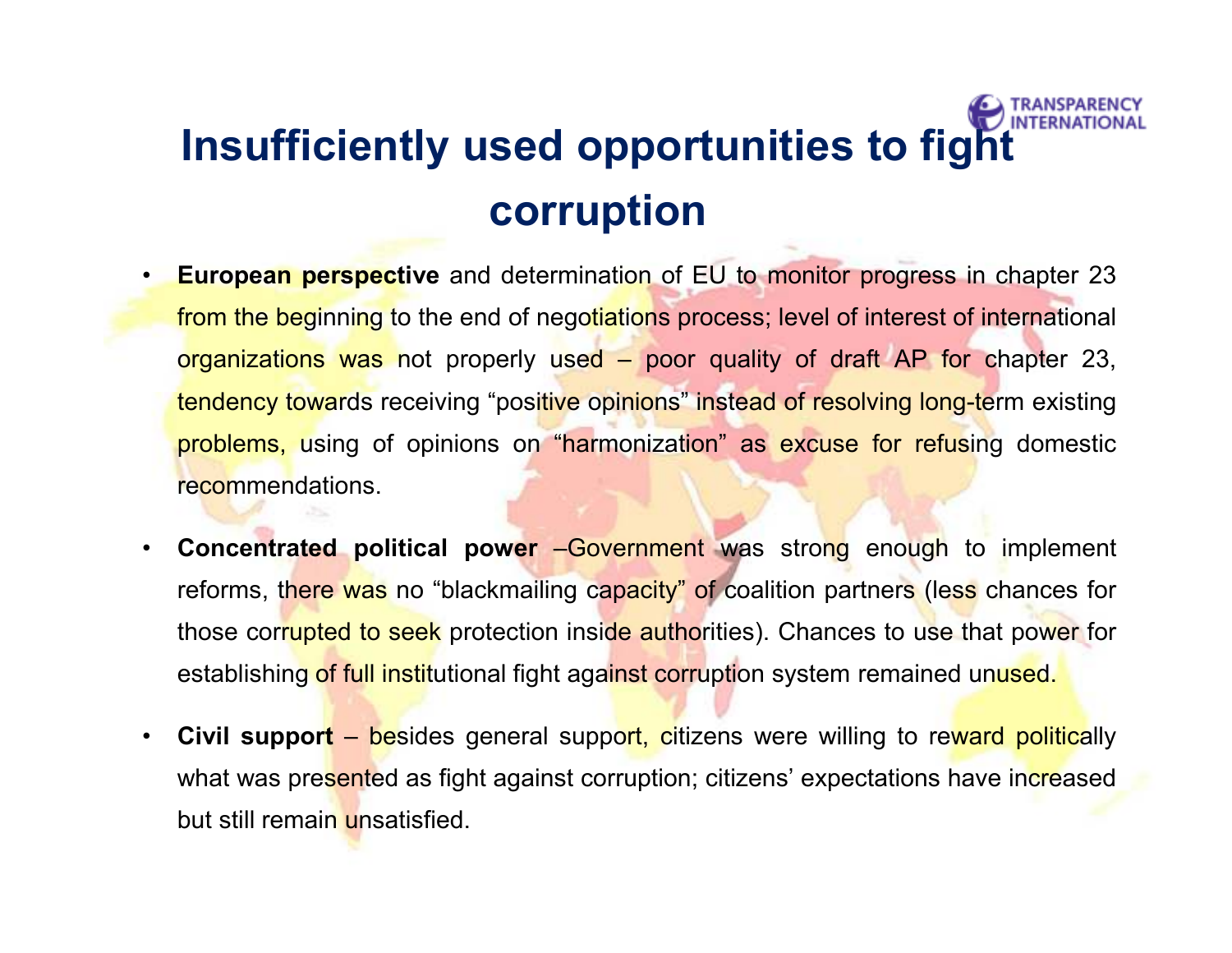# Insufficiently used opportunities to fight corruption

- **European perspective** and determination of EU to monitor progress in chapter 23 from the beginning to the end of negotiations process; level of interest of international organizations was not properly used – poor quality of draft AP for chapter 23, tendency towards receiving "positive opinions" instead of resolving long-term existing problems, using of opinions on "harmonization" as excuse for refusing domestic recommendations.
- **Concentrated political power** –Government was strong enough to implement reforms, there was no "blackmailing capacity" of coalition partners (less chances for those corrupted to seek protection inside authorities). Chances to use that power for establishing of full institutional fight against corruption system remained unused.
- **Civil support** – besides general support, citizens were willing to reward politically what was presented as fight against corruption; citizens' expectations have increased but still remain unsatisfied.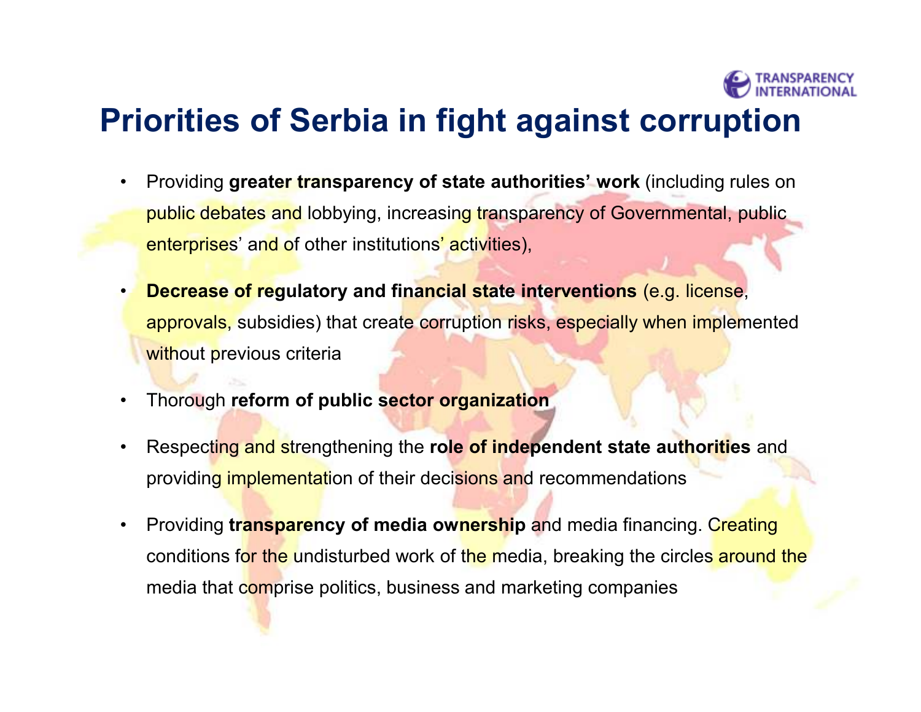# Priorities of Serbia in fight against corruption

- Providing **greater transparency of state authorities' work** (including rules on public debates and lobbying, increasing transparency of Governmental, public enterprises' and of other institutions' activities),
- **Decrease of regulatory and financial state interventions** (e.g. license, approvals, subsidies) that create corruption risks, especially when implemented without previous criteria
- Thorough **reform of public sector organization**
- Respecting and strengthening the **role of independent state authorities** and providing implementation of their decisions and recommendations
- Providing **transparency of media ownership** and media financing. Creating conditions for the undisturbed work of the media, breaking the circles around the media that comprise politics, business and marketing companies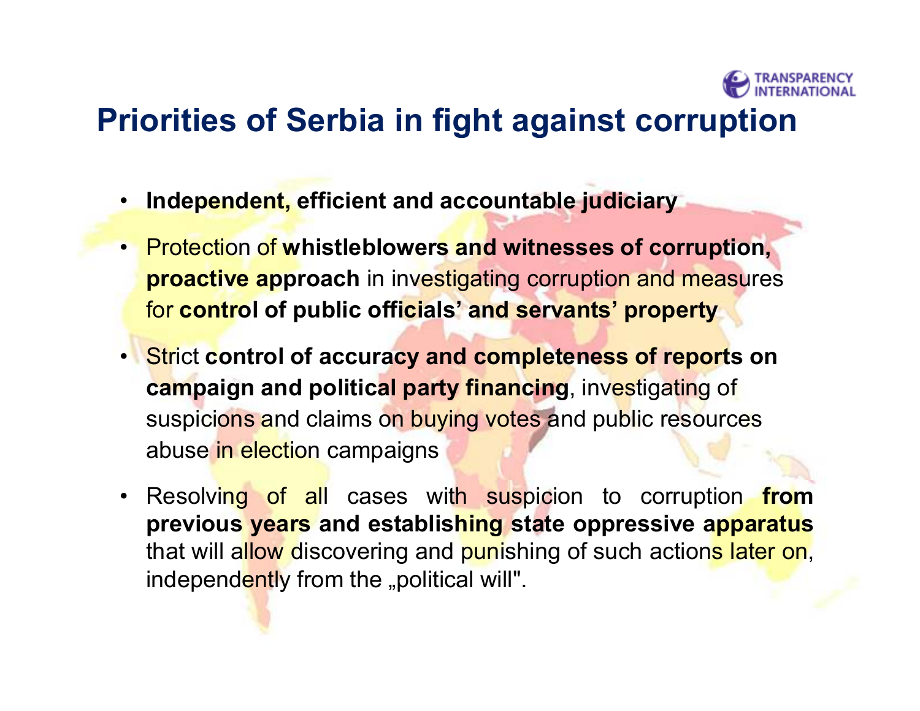# Priorities of Serbia in fight against corruption

- **Independent, efficient and accountable judiciary**
- Protection of **whistleblowers and witnesses of corruption, proactive approach** in investigating corruption and measures for **control of public officials' and servants' property**
- Strict **control of accuracy and completeness of reports on campaign and political party financing**, investigating of suspicions and claims on buying votes and public resources abuse in election campaigns
- Resolving of all cases with suspicion to corruption **from previous years and establishing state oppressive apparatus** that will allow discovering and punishing of such actions later on, independently from the „political will".